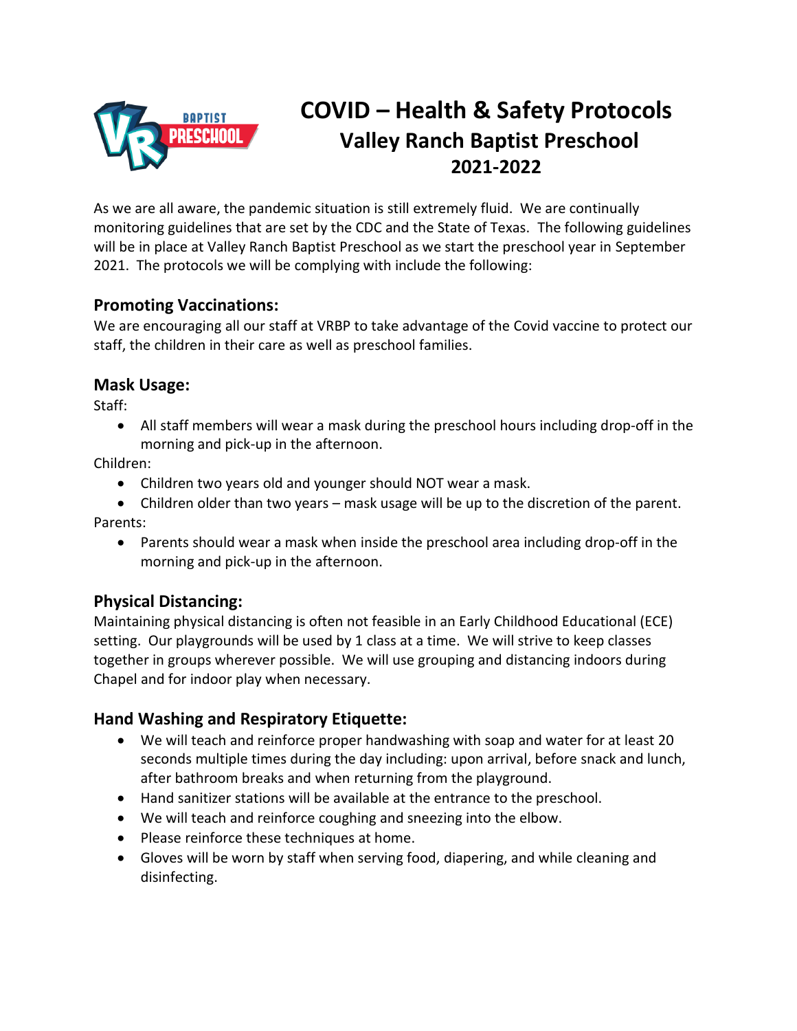# COVID – Health & Safety Protocols

## Valley Ranch Baptist Preschool

### 2021-2022

As we are all aware, the pandemic situation is still extremely fluid. We are continually monitoring guidelines that are set by the CDC and the State of Texas. The following guidelines will be in place at Valley Ranch Baptist Preschool as we start the preschool year in September 2021. The protocols we will be complying with include the following:

### Promoting Vaccinations:

We are encouraging all our staff at VRBP to take advantage of the Covid vaccine to protect our staff, the children in their care as well as preschool families.

### Mask Usage:

Staff:

- All staff members will wear a mask during the preschool hours including drop-off in the morning and pick-up in the afternoon.

Children:

- Children two years old and younger should NOT wear a mask.
- Children older than two years – mask usage will be up to the discretion of the parent.

Parents:

- Parents should wear a mask when inside the preschool area including drop-off in the morning and pick-up in the afternoon.

### Physical Distancing:

Maintaining physical distancing is often not feasible in an Early Childhood Educational (ECE) setting. Our playgrounds will be used by 1 class at a time. We will strive to keep classes together in groups wherever possible. We will use grouping and distancing indoors during Chapel and for indoor play when necessary.

### Hand Washing and Respiratory Etiquette:

- We will teach and reinforce proper handwashing with soap and water for at least 20 seconds multiple times during the day including: upon arrival, before snack and lunch, after bathroom breaks and when returning from the playground.
- Hand sanitizer stations will be available at the entrance to the preschool.
- We will teach and reinforce coughing and sneezing into the elbow.
- Please reinforce these techniques at home.
- Gloves will be worn by staff when serving food, diapering, and while cleaning and disinfecting.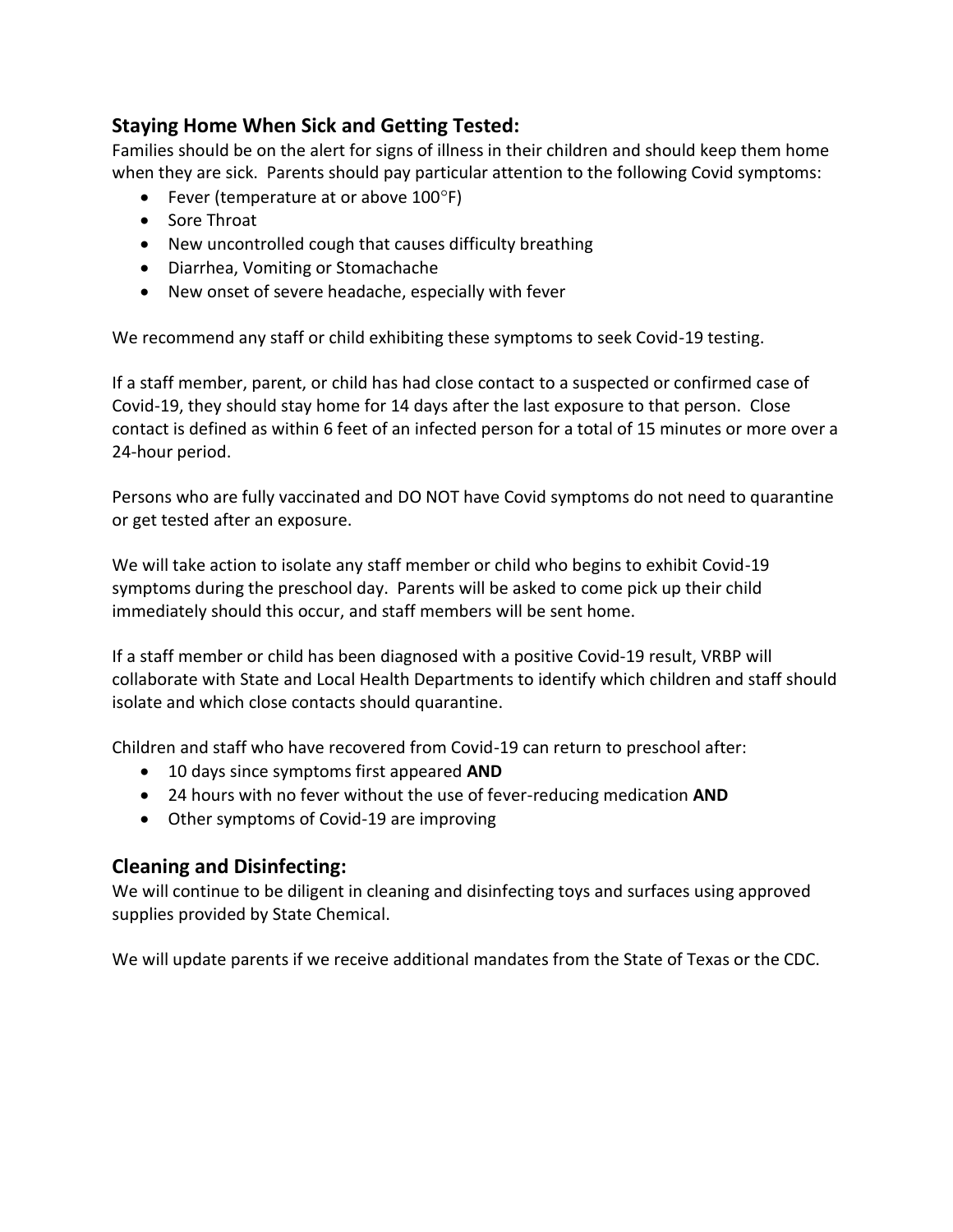## Staying Home When Sick and Getting Tested:

Families should be on the alert for signs of illness in their children and should keep them home when they are sick. Parents should pay particular attention to the following Covid symptoms:

- Fever (temperature at or above 100°F)
- Sore Throat
- New uncontrolled cough that causes difficulty breathing
- Diarrhea, Vomiting or Stomachache
- New onset of severe headache, especially with fever

We recommend any staff or child exhibiting these symptoms to seek Covid-19 testing.

If a staff member, parent, or child has had close contact to a suspected or confirmed case of Covid-19, they should stay home for 14 days after the last exposure to that person. Close contact is defined as within 6 feet of an infected person for a total of 15 minutes or more over a 24-hour period.

Persons who are fully vaccinated and DO NOT have Covid symptoms do not need to quarantine or get tested after an exposure.

We will take action to isolate any staff member or child who begins to exhibit Covid-19 symptoms during the preschool day. Parents will be asked to come pick up their child immediately should this occur, and staff members will be sent home.

If a staff member or child has been diagnosed with a positive Covid-19 result, VRBP will collaborate with State and Local Health Departments to identify which children and staff should isolate and which close contacts should quarantine.

Children and staff who have recovered from Covid-19 can return to preschool after:

- 10 days since symptoms first appeared **AND**
- 24 hours with no fever without the use of fever-reducing medication **AND**
- Other symptoms of Covid-19 are improving

## Cleaning and Disinfecting:

We will continue to be diligent in cleaning and disinfecting toys and surfaces using approved supplies provided by State Chemical.

We will update parents if we receive additional mandates from the State of Texas or the CDC.